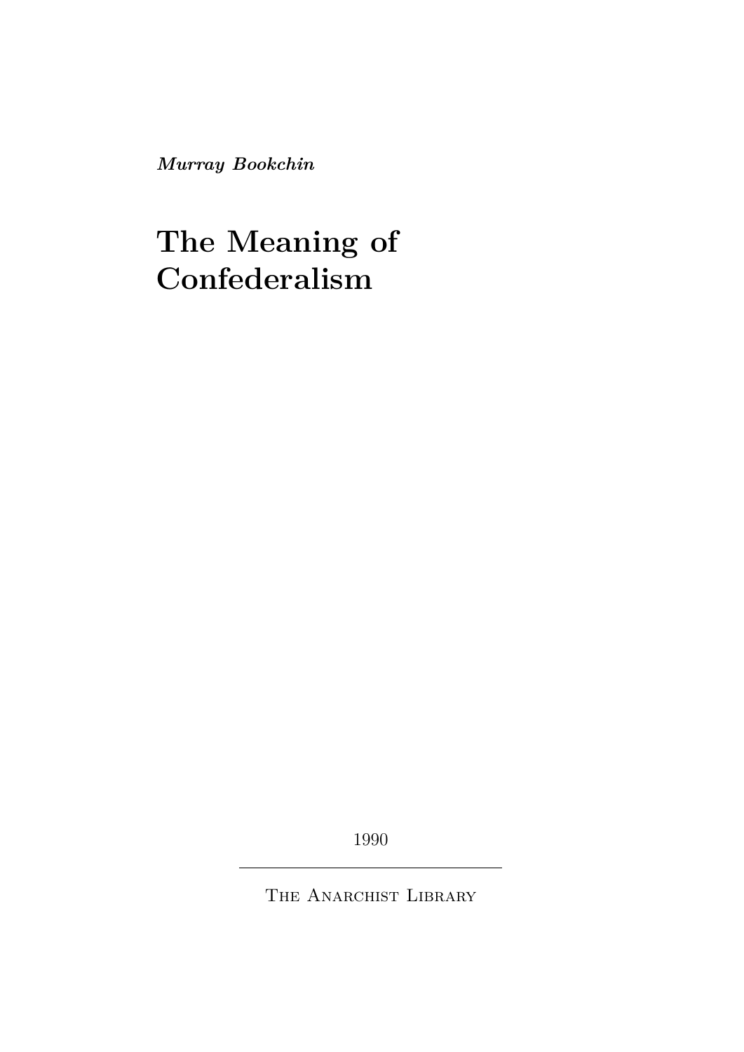***Murray Bookchin***

# The Meaning of Confederalism

1990

The Anarchist Library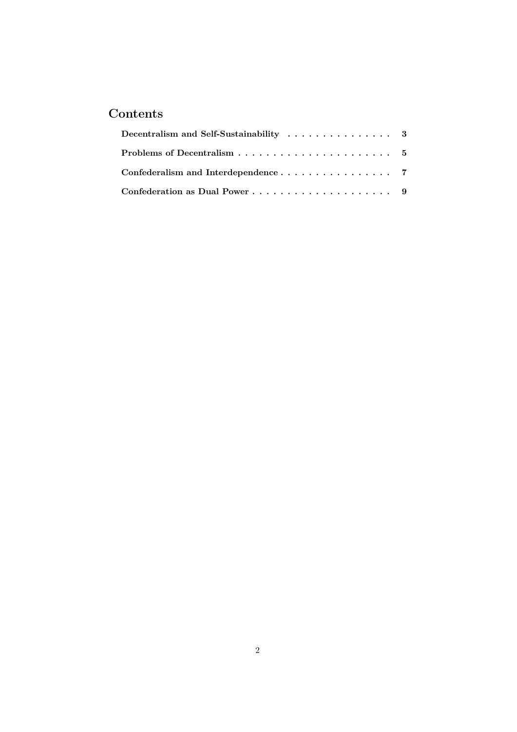## Contents

**Decentralism and Self-Sustainability** . . . . . . . . . . . . . . . . 3

**Problems of Decentralism** . . . . . . . . . . . . . . . . . . . . . . 5

**Confederalism and Interdependence** . . . . . . . . . . . . . . . . 7

**Confederation as Dual Power** . . . . . . . . . . . . . . . . . . . . 9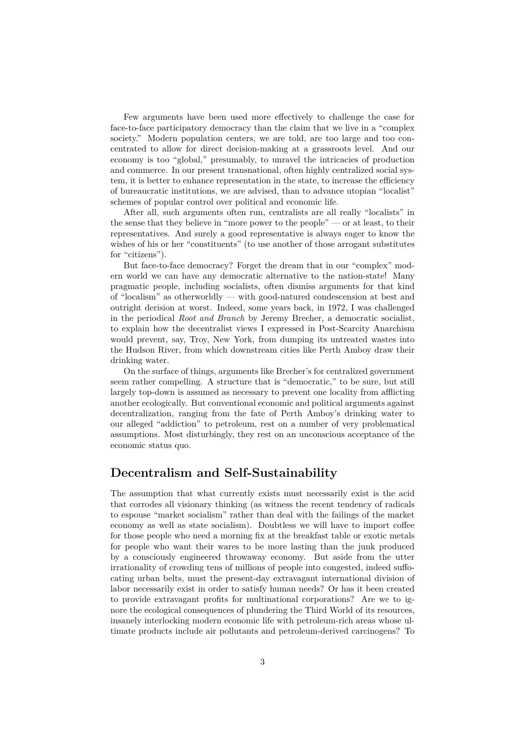Few arguments have been used more effectively to challenge the case for face-to-face participatory democracy than the claim that we live in a "complex society." Modern population centers, we are told, are too large and too concentrated to allow for direct decision-making at a grassroots level. And our economy is too "global," presumably, to unravel the intricacies of production and commerce. In our present transnational, often highly centralized social system, it is better to enhance representation in the state, to increase the efficiency of bureaucratic institutions, we are advised, than to advance utopian "localist" schemes of popular control over political and economic life.

After all, such arguments often run, centralists are all really "localists" in the sense that they believe in "more power to the people" — or at least, to their representatives. And surely a good representative is always eager to know the wishes of his or her "constituents" (to use another of those arrogant substitutes for "citizens").

But face-to-face democracy? Forget the dream that in our "complex" modern world we can have any democratic alternative to the nation-state! Many pragmatic people, including socialists, often dismiss arguments for that kind of "localism" as otherworldly — with good-natured condescension at best and outright derision at worst. Indeed, some years back, in 1972, I was challenged in the periodical *Root and Branch* by Jeremy Brecher, a democratic socialist, to explain how the decentralist views I expressed in Post-Scarcity Anarchism would prevent, say, Troy, New York, from dumping its untreated wastes into the Hudson River, from which downstream cities like Perth Amboy draw their drinking water.

On the surface of things, arguments like Brecher's for centralized government seem rather compelling. A structure that is "democratic," to be sure, but still largely top-down is assumed as necessary to prevent one locality from afflicting another ecologically. But conventional economic and political arguments against decentralization, ranging from the fate of Perth Amboy's drinking water to our alleged "addiction" to petroleum, rest on a number of very problematical assumptions. Most disturbingly, they rest on an unconscious acceptance of the economic status quo.

## Decentralism and Self-Sustainability

The assumption that what currently exists must necessarily exist is the acid that corrodes all visionary thinking (as witness the recent tendency of radicals to espouse "market socialism" rather than deal with the failings of the market economy as well as state socialism). Doubtless we will have to import coffee for those people who need a morning fix at the breakfast table or exotic metals for people who want their wares to be more lasting than the junk produced by a consciously engineered throwaway economy. But aside from the utter irrationality of crowding tens of millions of people into congested, indeed suffocating urban belts, must the present-day extravagant international division of labor necessarily exist in order to satisfy human needs? Or has it been created to provide extravagant profits for multinational corporations? Are we to ignore the ecological consequences of plundering the Third World of its resources, insanely interlocking modern economic life with petroleum-rich areas whose ultimate products include air pollutants and petroleum-derived carcinogens? To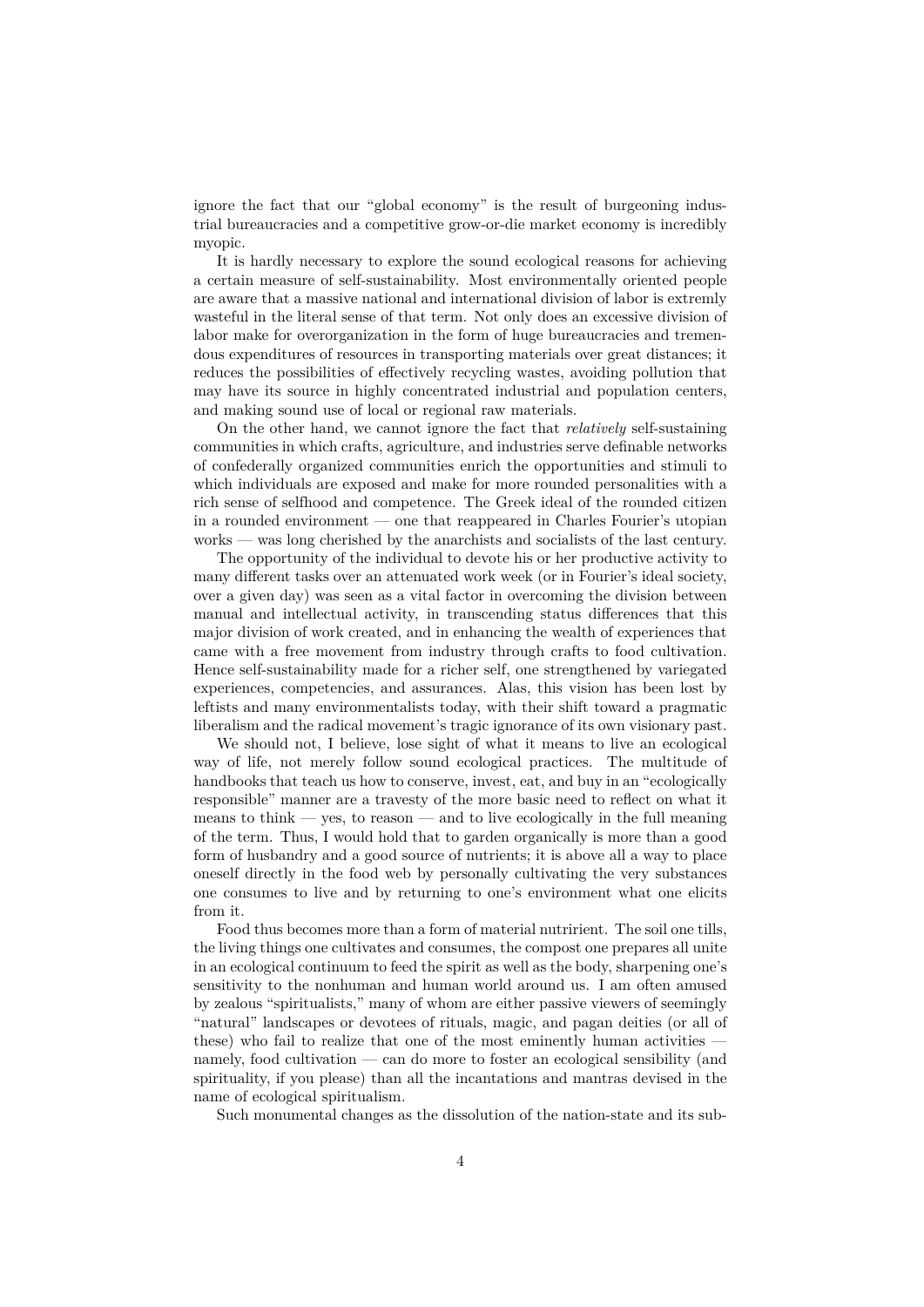ignore the fact that our "global economy" is the result of burgeoning industrial bureaucracies and a competitive grow-or-die market economy is incredibly myopic.

It is hardly necessary to explore the sound ecological reasons for achieving a certain measure of self-sustainability. Most environmentally oriented people are aware that a massive national and international division of labor is extremly wasteful in the literal sense of that term. Not only does an excessive division of labor make for overorganization in the form of huge bureaucracies and tremendous expenditures of resources in transporting materials over great distances; it reduces the possibilities of effectively recycling wastes, avoiding pollution that may have its source in highly concentrated industrial and population centers, and making sound use of local or regional raw materials.

On the other hand, we cannot ignore the fact that *relatively* self-sustaining communities in which crafts, agriculture, and industries serve definable networks of confederally organized communities enrich the opportunities and stimuli to which individuals are exposed and make for more rounded personalities with a rich sense of selfhood and competence. The Greek ideal of the rounded citizen in a rounded environment — one that reappeared in Charles Fourier's utopian works — was long cherished by the anarchists and socialists of the last century.

The opportunity of the individual to devote his or her productive activity to many different tasks over an attenuated work week (or in Fourier's ideal society, over a given day) was seen as a vital factor in overcoming the division between manual and intellectual activity, in transcending status differences that this major division of work created, and in enhancing the wealth of experiences that came with a free movement from industry through crafts to food cultivation. Hence self-sustainability made for a richer self, one strengthened by variegated experiences, competencies, and assurances. Alas, this vision has been lost by leftists and many environmentalists today, with their shift toward a pragmatic liberalism and the radical movement's tragic ignorance of its own visionary past.

We should not, I believe, lose sight of what it means to live an ecological way of life, not merely follow sound ecological practices. The multitude of handbooks that teach us how to conserve, invest, eat, and buy in an "ecologically responsible" manner are a travesty of the more basic need to reflect on what it means to think — yes, to reason — and to live ecologically in the full meaning of the term. Thus, I would hold that to garden organically is more than a good form of husbandry and a good source of nutrients; it is above all a way to place oneself directly in the food web by personally cultivating the very substances one consumes to live and by returning to one's environment what one elicits from it.

Food thus becomes more than a form of material nutririent. The soil one tills, the living things one cultivates and consumes, the compost one prepares all unite in an ecological continuum to feed the spirit as well as the body, sharpening one's sensitivity to the nonhuman and human world around us. I am often amused by zealous "spiritualists," many of whom are either passive viewers of seemingly "natural" landscapes or devotees of rituals, magic, and pagan deities (or all of these) who fail to realize that one of the most eminently human activities — namely, food cultivation — can do more to foster an ecological sensibility (and spirituality, if you please) than all the incantations and mantras devised in the name of ecological spiritualism.

Such monumental changes as the dissolution of the nation-state and its sub-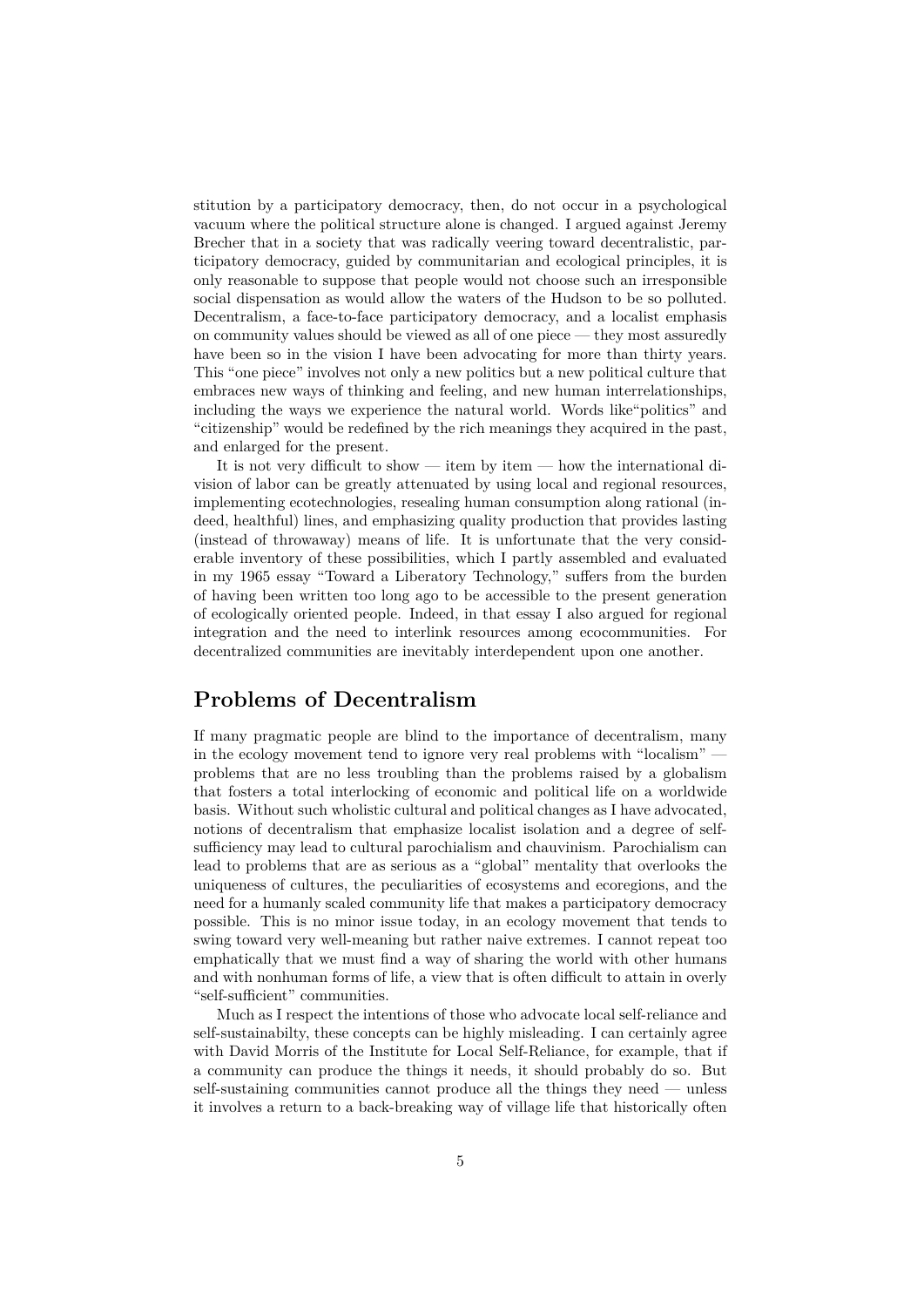stitution by a participatory democracy, then, do not occur in a psychological vacuum where the political structure alone is changed. I argued against Jeremy Brecher that in a society that was radically veering toward decentralistic, participatory democracy, guided by communitarian and ecological principles, it is only reasonable to suppose that people would not choose such an irresponsible social dispensation as would allow the waters of the Hudson to be so polluted. Decentralism, a face-to-face participatory democracy, and a localist emphasis on community values should be viewed as all of one piece — they most assuredly have been so in the vision I have been advocating for more than thirty years. This "one piece" involves not only a new politics but a new political culture that embraces new ways of thinking and feeling, and new human interrelationships, including the ways we experience the natural world. Words like"politics" and "citizenship" would be redefined by the rich meanings they acquired in the past, and enlarged for the present.

It is not very difficult to show — item by item — how the international division of labor can be greatly attenuated by using local and regional resources, implementing ecotechnologies, resealing human consumption along rational (indeed, healthful) lines, and emphasizing quality production that provides lasting (instead of throwaway) means of life. It is unfortunate that the very considerable inventory of these possibilities, which I partly assembled and evaluated in my 1965 essay "Toward a Liberatory Technology," suffers from the burden of having been written too long ago to be accessible to the present generation of ecologically oriented people. Indeed, in that essay I also argued for regional integration and the need to interlink resources among ecocommunities. For decentralized communities are inevitably interdependent upon one another.

## Problems of Decentralism

If many pragmatic people are blind to the importance of decentralism, many in the ecology movement tend to ignore very real problems with "localism" — problems that are no less troubling than the problems raised by a globalism that fosters a total interlocking of economic and political life on a worldwide basis. Without such wholistic cultural and political changes as I have advocated, notions of decentralism that emphasize localist isolation and a degree of self-sufficiency may lead to cultural parochialism and chauvinism. Parochialism can lead to problems that are as serious as a "global" mentality that overlooks the uniqueness of cultures, the peculiarities of ecosystems and ecoregions, and the need for a humanly scaled community life that makes a participatory democracy possible. This is no minor issue today, in an ecology movement that tends to swing toward very well-meaning but rather naive extremes. I cannot repeat too emphatically that we must find a way of sharing the world with other humans and with nonhuman forms of life, a view that is often difficult to attain in overly "self-sufficient" communities.

Much as I respect the intentions of those who advocate local self-reliance and self-sustainabilty, these concepts can be highly misleading. I can certainly agree with David Morris of the Institute for Local Self-Reliance, for example, that if a community can produce the things it needs, it should probably do so. But self-sustaining communities cannot produce all the things they need — unless it involves a return to a back-breaking way of village life that historically often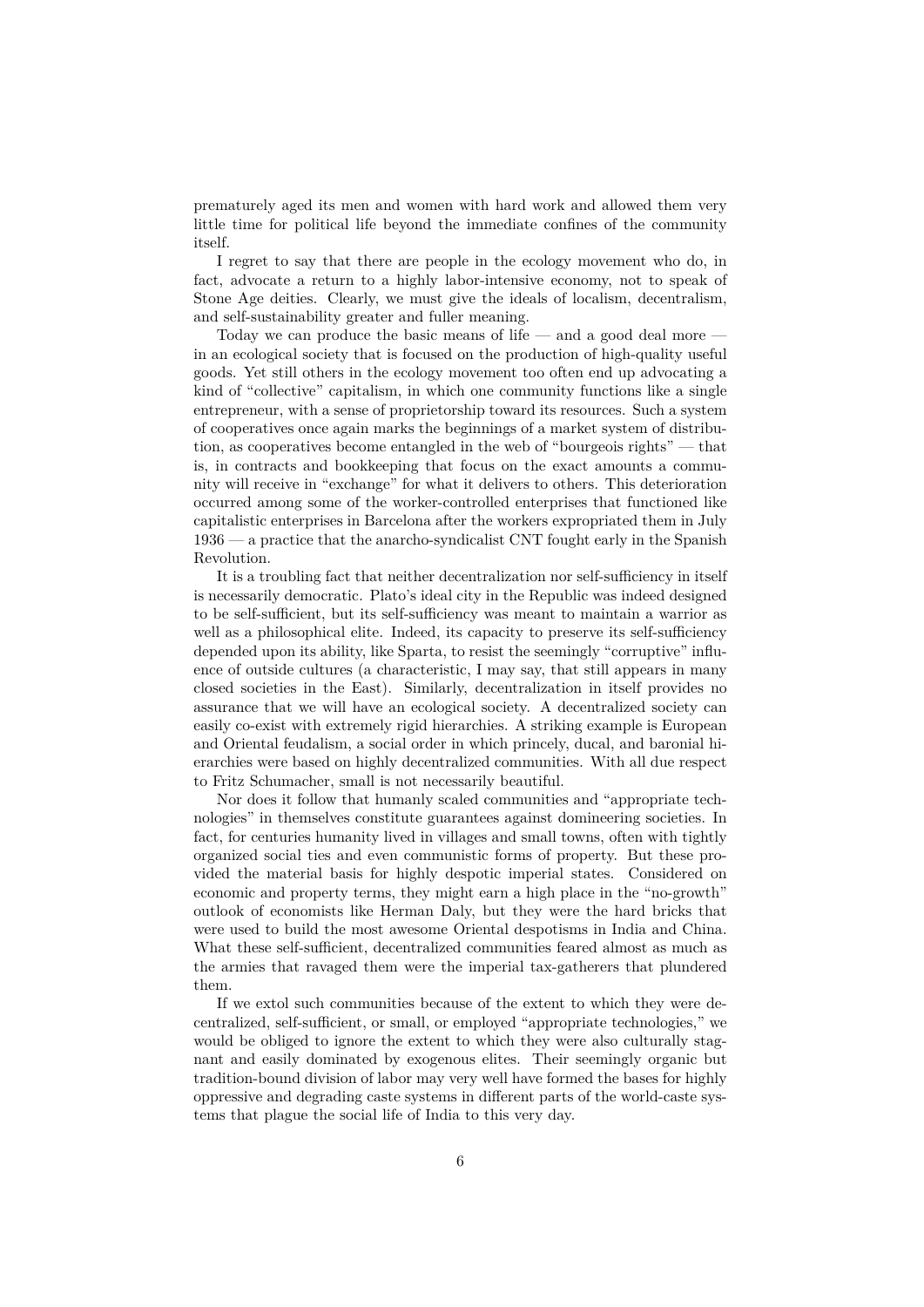prematurely aged its men and women with hard work and allowed them very little time for political life beyond the immediate confines of the community itself.

I regret to say that there are people in the ecology movement who do, in fact, advocate a return to a highly labor-intensive economy, not to speak of Stone Age deities. Clearly, we must give the ideals of localism, decentralism, and self-sustainability greater and fuller meaning.

Today we can produce the basic means of life — and a good deal more — in an ecological society that is focused on the production of high-quality useful goods. Yet still others in the ecology movement too often end up advocating a kind of "collective" capitalism, in which one community functions like a single entrepreneur, with a sense of proprietorship toward its resources. Such a system of cooperatives once again marks the beginnings of a market system of distribution, as cooperatives become entangled in the web of "bourgeois rights" — that is, in contracts and bookkeeping that focus on the exact amounts a community will receive in "exchange" for what it delivers to others. This deterioration occurred among some of the worker-controlled enterprises that functioned like capitalistic enterprises in Barcelona after the workers expropriated them in July 1936 — a practice that the anarcho-syndicalist CNT fought early in the Spanish Revolution.

It is a troubling fact that neither decentralization nor self-sufficiency in itself is necessarily democratic. Plato's ideal city in the Republic was indeed designed to be self-sufficient, but its self-sufficiency was meant to maintain a warrior as well as a philosophical elite. Indeed, its capacity to preserve its self-sufficiency depended upon its ability, like Sparta, to resist the seemingly "corruptive" influence of outside cultures (a characteristic, I may say, that still appears in many closed societies in the East). Similarly, decentralization in itself provides no assurance that we will have an ecological society. A decentralized society can easily co-exist with extremely rigid hierarchies. A striking example is European and Oriental feudalism, a social order in which princely, ducal, and baronial hierarchies were based on highly decentralized communities. With all due respect to Fritz Schumacher, small is not necessarily beautiful.

Nor does it follow that humanly scaled communities and "appropriate technologies" in themselves constitute guarantees against domineering societies. In fact, for centuries humanity lived in villages and small towns, often with tightly organized social ties and even communistic forms of property. But these provided the material basis for highly despotic imperial states. Considered on economic and property terms, they might earn a high place in the "no-growth" outlook of economists like Herman Daly, but they were the hard bricks that were used to build the most awesome Oriental despotisms in India and China. What these self-sufficient, decentralized communities feared almost as much as the armies that ravaged them were the imperial tax-gatherers that plundered them.

If we extol such communities because of the extent to which they were decentralized, self-sufficient, or small, or employed "appropriate technologies," we would be obliged to ignore the extent to which they were also culturally stagnant and easily dominated by exogenous elites. Their seemingly organic but tradition-bound division of labor may very well have formed the bases for highly oppressive and degrading caste systems in different parts of the world-caste systems that plague the social life of India to this very day.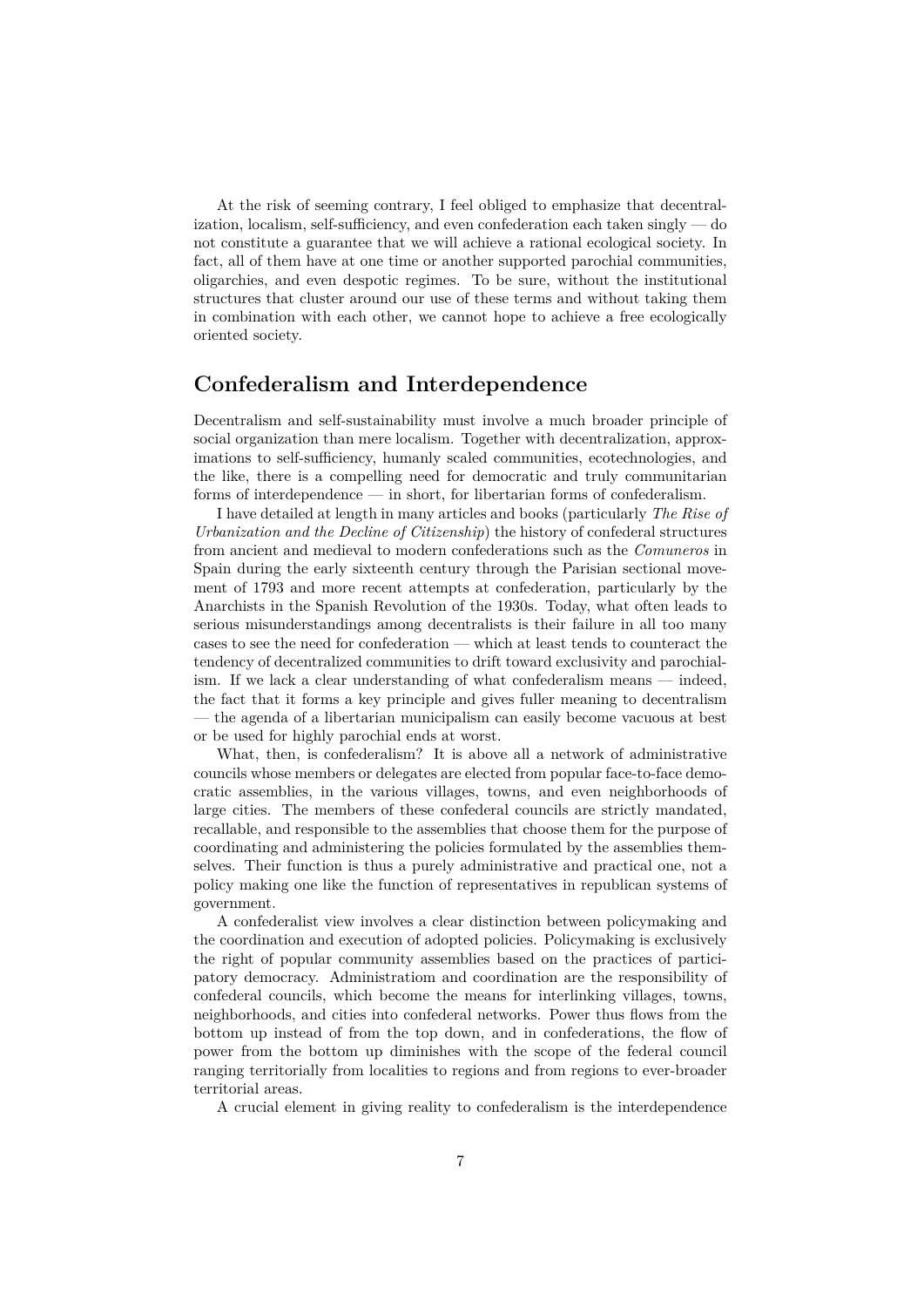At the risk of seeming contrary, I feel obliged to emphasize that decentralization, localism, self-sufficiency, and even confederation each taken singly — do not constitute a guarantee that we will achieve a rational ecological society. In fact, all of them have at one time or another supported parochial communities, oligarchies, and even despotic regimes. To be sure, without the institutional structures that cluster around our use of these terms and without taking them in combination with each other, we cannot hope to achieve a free ecologically oriented society.

## Confederalism and Interdependence

Decentralism and self-sustainability must involve a much broader principle of social organization than mere localism. Together with decentralization, approximations to self-sufficiency, humanly scaled communities, ecotechnologies, and the like, there is a compelling need for democratic and truly communitarian forms of interdependence — in short, for libertarian forms of confederalism.

I have detailed at length in many articles and books (particularly *The Rise of Urbanization and the Decline of Citizenship*) the history of confederal structures from ancient and medieval to modern confederations such as the *Comuneros* in Spain during the early sixteenth century through the Parisian sectional movement of 1793 and more recent attempts at confederation, particularly by the Anarchists in the Spanish Revolution of the 1930s. Today, what often leads to serious misunderstandings among decentralists is their failure in all too many cases to see the need for confederation — which at least tends to counteract the tendency of decentralized communities to drift toward exclusivity and parochialism. If we lack a clear understanding of what confederalism means — indeed, the fact that it forms a key principle and gives fuller meaning to decentralism — the agenda of a libertarian municipalism can easily become vacuous at best or be used for highly parochial ends at worst.

What, then, is confederalism? It is above all a network of administrative councils whose members or delegates are elected from popular face-to-face democratic assemblies, in the various villages, towns, and even neighborhoods of large cities. The members of these confederal councils are strictly mandated, recallable, and responsible to the assemblies that choose them for the purpose of coordinating and administering the policies formulated by the assemblies themselves. Their function is thus a purely administrative and practical one, not a policy making one like the function of representatives in republican systems of government.

A confederalist view involves a clear distinction between policymaking and the coordination and execution of adopted policies. Policymaking is exclusively the right of popular community assemblies based on the practices of participatory democracy. Administratiom and coordination are the responsibility of confederal councils, which become the means for interlinking villages, towns, neighborhoods, and cities into confederal networks. Power thus flows from the bottom up instead of from the top down, and in confederations, the flow of power from the bottom up diminishes with the scope of the federal council ranging territorially from localities to regions and from regions to ever-broader territorial areas.

A crucial element in giving reality to confederalism is the interdependence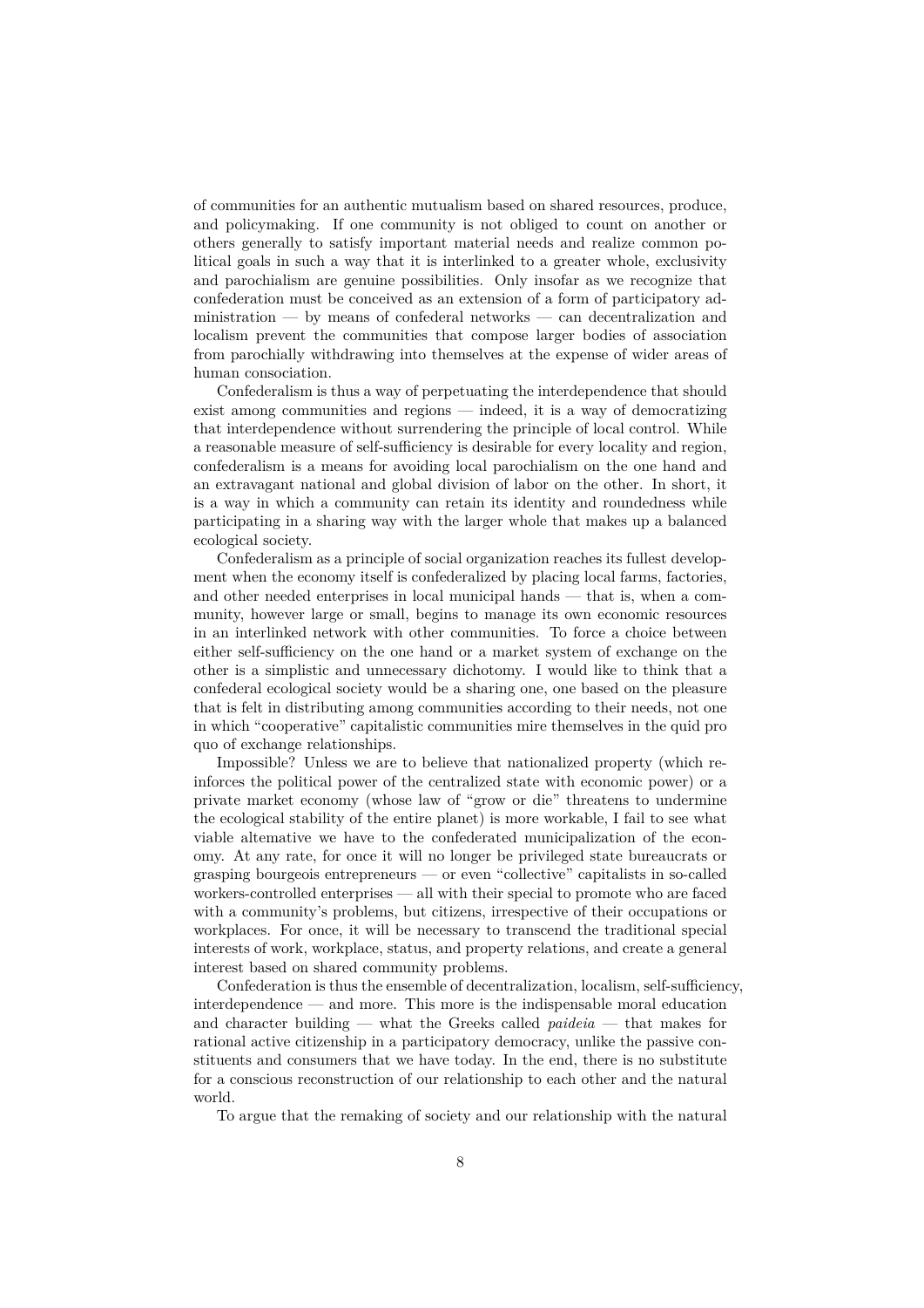of communities for an authentic mutualism based on shared resources, produce, and policymaking. If one community is not obliged to count on another or others generally to satisfy important material needs and realize common political goals in such a way that it is interlinked to a greater whole, exclusivity and parochialism are genuine possibilities. Only insofar as we recognize that confederation must be conceived as an extension of a form of participatory administration — by means of confederal networks — can decentralization and localism prevent the communities that compose larger bodies of association from parochially withdrawing into themselves at the expense of wider areas of human consociation.

Confederalism is thus a way of perpetuating the interdependence that should exist among communities and regions — indeed, it is a way of democratizing that interdependence without surrendering the principle of local control. While a reasonable measure of self-sufficiency is desirable for every locality and region, confederalism is a means for avoiding local parochialism on the one hand and an extravagant national and global division of labor on the other. In short, it is a way in which a community can retain its identity and roundedness while participating in a sharing way with the larger whole that makes up a balanced ecological society.

Confederalism as a principle of social organization reaches its fullest development when the economy itself is confederalized by placing local farms, factories, and other needed enterprises in local municipal hands — that is, when a community, however large or small, begins to manage its own economic resources in an interlinked network with other communities. To force a choice between either self-sufficiency on the one hand or a market system of exchange on the other is a simplistic and unnecessary dichotomy. I would like to think that a confederal ecological society would be a sharing one, one based on the pleasure that is felt in distributing among communities according to their needs, not one in which "cooperative" capitalistic communities mire themselves in the quid pro quo of exchange relationships.

Impossible? Unless we are to believe that nationalized property (which reinforces the political power of the centralized state with economic power) or a private market economy (whose law of "grow or die" threatens to undermine the ecological stability of the entire planet) is more workable, I fail to see what viable altemative we have to the confederated municipalization of the economy. At any rate, for once it will no longer be privileged state bureaucrats or grasping bourgeois entrepreneurs — or even "collective" capitalists in so-called workers-controlled enterprises — all with their special to promote who are faced with a community's problems, but citizens, irrespective of their occupations or workplaces. For once, it will be necessary to transcend the traditional special interests of work, workplace, status, and property relations, and create a general interest based on shared community problems.

Confederation is thus the ensemble of decentralization, localism, self-sufficiency, interdependence — and more. This more is the indispensable moral education and character building — what the Greeks called *paideia* — that makes for rational active citizenship in a participatory democracy, unlike the passive constituents and consumers that we have today. In the end, there is no substitute for a conscious reconstruction of our relationship to each other and the natural world.

To argue that the remaking of society and our relationship with the natural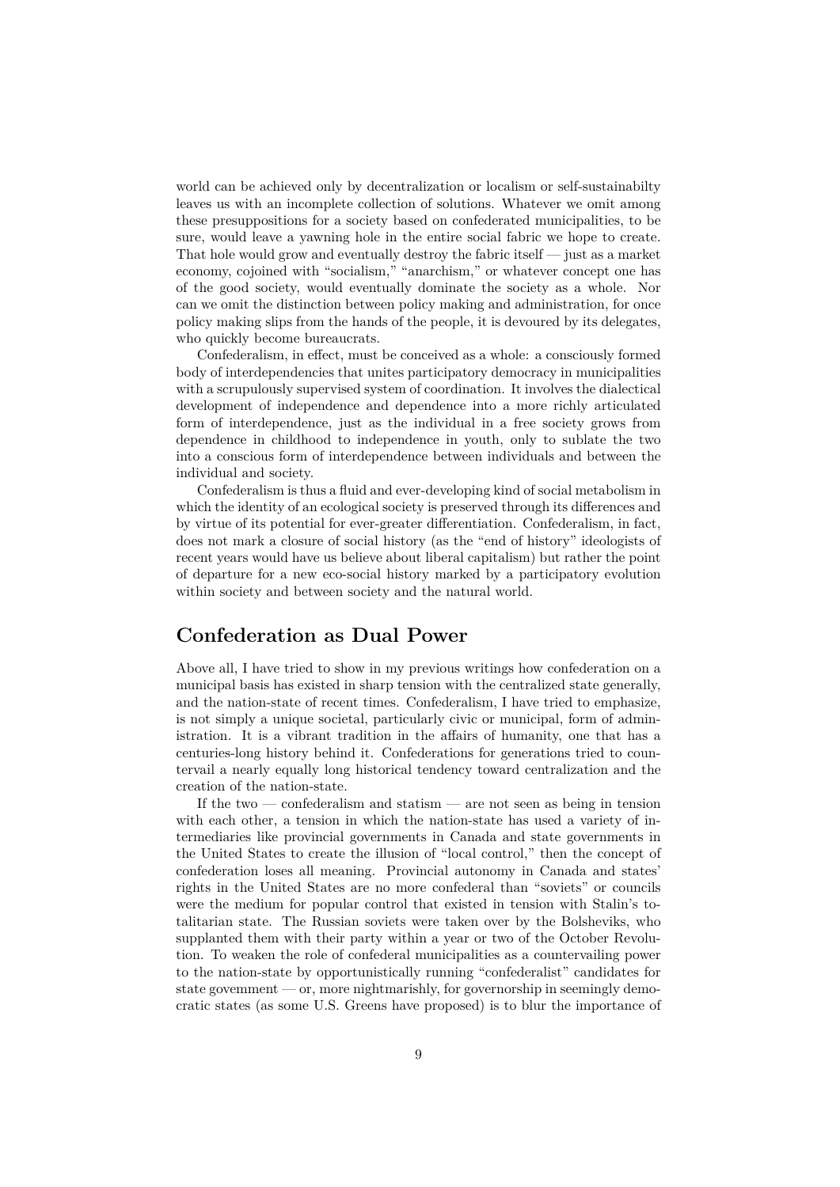world can be achieved only by decentralization or localism or self-sustainabilty leaves us with an incomplete collection of solutions. Whatever we omit among these presuppositions for a society based on confederated municipalities, to be sure, would leave a yawning hole in the entire social fabric we hope to create. That hole would grow and eventually destroy the fabric itself — just as a market economy, cojoined with "socialism," "anarchism," or whatever concept one has of the good society, would eventually dominate the society as a whole. Nor can we omit the distinction between policy making and administration, for once policy making slips from the hands of the people, it is devoured by its delegates, who quickly become bureaucrats.

Confederalism, in effect, must be conceived as a whole: a consciously formed body of interdependencies that unites participatory democracy in municipalities with a scrupulously supervised system of coordination. It involves the dialectical development of independence and dependence into a more richly articulated form of interdependence, just as the individual in a free society grows from dependence in childhood to independence in youth, only to sublate the two into a conscious form of interdependence between individuals and between the individual and society.

Confederalism is thus a fluid and ever-developing kind of social metabolism in which the identity of an ecological society is preserved through its differences and by virtue of its potential for ever-greater differentiation. Confederalism, in fact, does not mark a closure of social history (as the "end of history" ideologists of recent years would have us believe about liberal capitalism) but rather the point of departure for a new eco-social history marked by a participatory evolution within society and between society and the natural world.

## Confederation as Dual Power

Above all, I have tried to show in my previous writings how confederation on a municipal basis has existed in sharp tension with the centralized state generally, and the nation-state of recent times. Confederalism, I have tried to emphasize, is not simply a unique societal, particularly civic or municipal, form of administration. It is a vibrant tradition in the affairs of humanity, one that has a centuries-long history behind it. Confederations for generations tried to countervail a nearly equally long historical tendency toward centralization and the creation of the nation-state.

If the two — confederalism and statism — are not seen as being in tension with each other, a tension in which the nation-state has used a variety of intermediaries like provincial governments in Canada and state governments in the United States to create the illusion of "local control," then the concept of confederation loses all meaning. Provincial autonomy in Canada and states' rights in the United States are no more confederal than "soviets" or councils were the medium for popular control that existed in tension with Stalin's totalitarian state. The Russian soviets were taken over by the Bolsheviks, who supplanted them with their party within a year or two of the October Revolution. To weaken the role of confederal municipalities as a countervailing power to the nation-state by opportunistically running "confederalist" candidates for state govemment — or, more nightmarishly, for governorship in seemingly democratic states (as some U.S. Greens have proposed) is to blur the importance of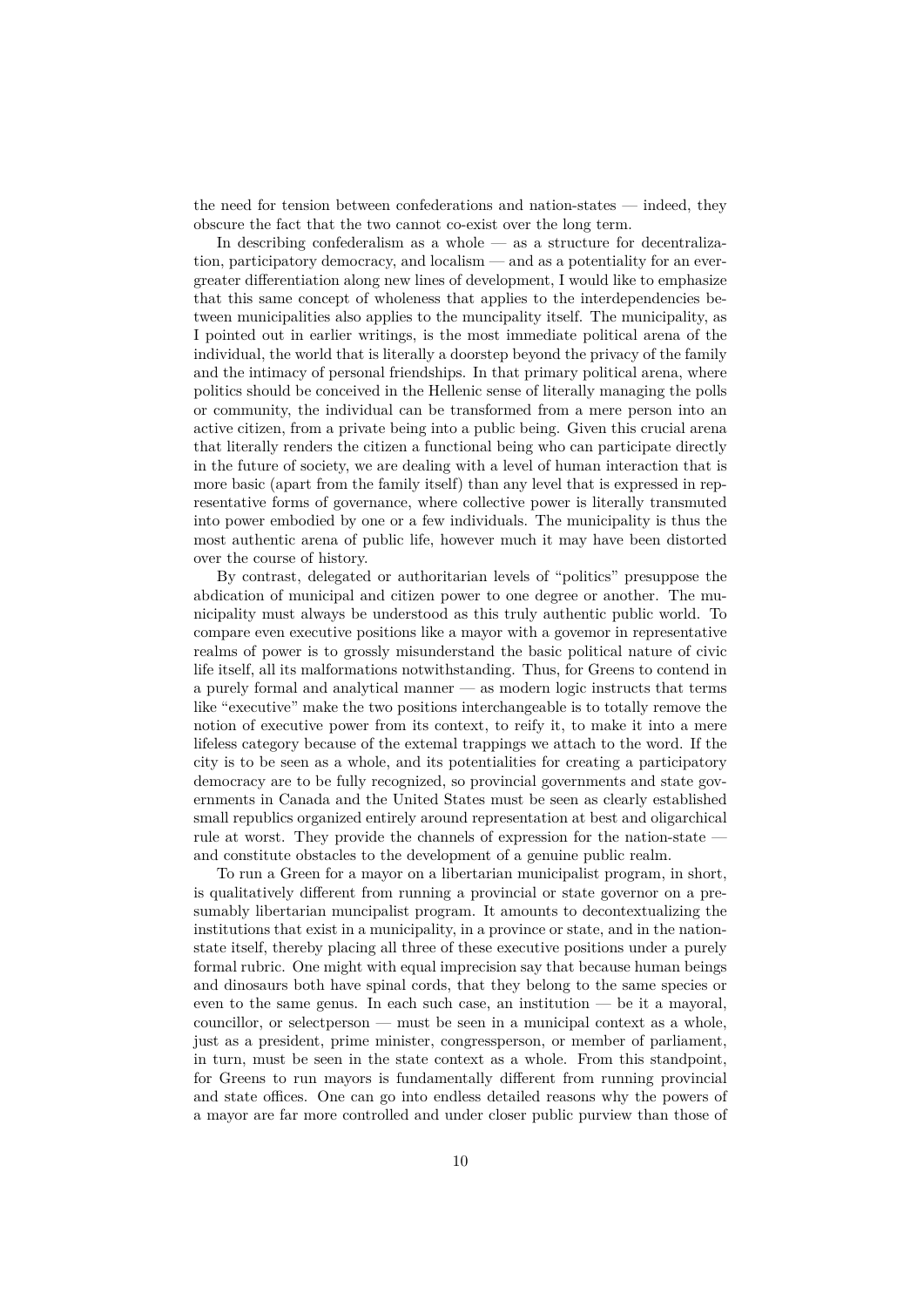the need for tension between confederations and nation-states — indeed, they obscure the fact that the two cannot co-exist over the long term.

In describing confederalism as a whole — as a structure for decentralization, participatory democracy, and localism — and as a potentiality for an ever-greater differentiation along new lines of development, I would like to emphasize that this same concept of wholeness that applies to the interdependencies between municipalities also applies to the muncipality itself. The municipality, as I pointed out in earlier writings, is the most immediate political arena of the individual, the world that is literally a doorstep beyond the privacy of the family and the intimacy of personal friendships. In that primary political arena, where politics should be conceived in the Hellenic sense of literally managing the polls or community, the individual can be transformed from a mere person into an active citizen, from a private being into a public being. Given this crucial arena that literally renders the citizen a functional being who can participate directly in the future of society, we are dealing with a level of human interaction that is more basic (apart from the family itself) than any level that is expressed in representative forms of governance, where collective power is literally transmuted into power embodied by one or a few individuals. The municipality is thus the most authentic arena of public life, however much it may have been distorted over the course of history.

By contrast, delegated or authoritarian levels of "politics" presuppose the abdication of municipal and citizen power to one degree or another. The municipality must always be understood as this truly authentic public world. To compare even executive positions like a mayor with a govemor in representative realms of power is to grossly misunderstand the basic political nature of civic life itself, all its malformations notwithstanding. Thus, for Greens to contend in a purely formal and analytical manner — as modern logic instructs that terms like "executive" make the two positions interchangeable is to totally remove the notion of executive power from its context, to reify it, to make it into a mere lifeless category because of the extemal trappings we attach to the word. If the city is to be seen as a whole, and its potentialities for creating a participatory democracy are to be fully recognized, so provincial governments and state governments in Canada and the United States must be seen as clearly established small republics organized entirely around representation at best and oligarchical rule at worst. They provide the channels of expression for the nation-state — and constitute obstacles to the development of a genuine public realm.

To run a Green for a mayor on a libertarian municipalist program, in short, is qualitatively different from running a provincial or state governor on a presumably libertarian muncipalist program. It amounts to decontextualizing the institutions that exist in a municipality, in a province or state, and in the nation-state itself, thereby placing all three of these executive positions under a purely formal rubric. One might with equal imprecision say that because human beings and dinosaurs both have spinal cords, that they belong to the same species or even to the same genus. In each such case, an institution — be it a mayoral, councillor, or selectperson — must be seen in a municipal context as a whole, just as a president, prime minister, congressperson, or member of parliament, in turn, must be seen in the state context as a whole. From this standpoint, for Greens to run mayors is fundamentally different from running provincial and state offices. One can go into endless detailed reasons why the powers of a mayor are far more controlled and under closer public purview than those of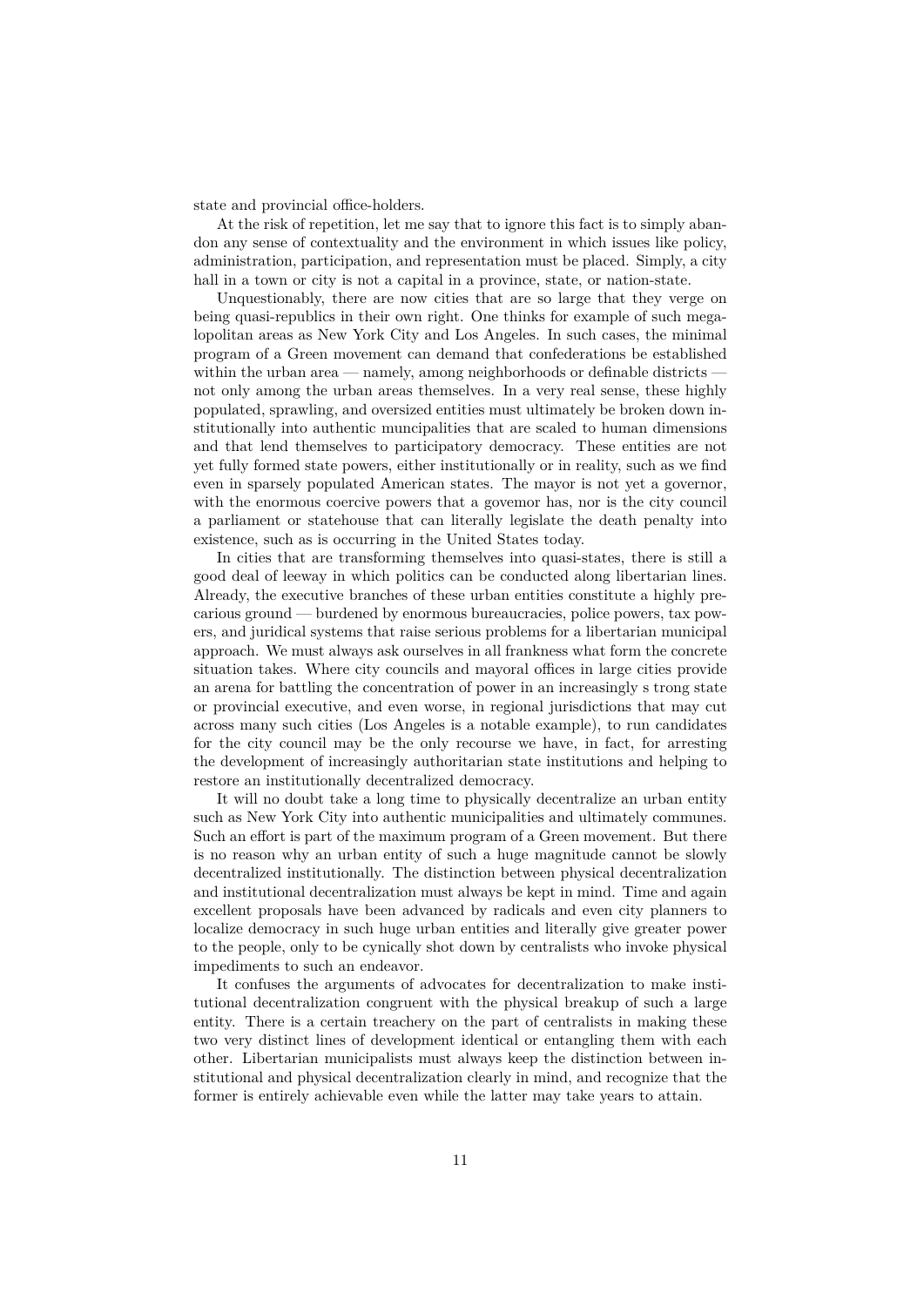state and provincial office-holders.

At the risk of repetition, let me say that to ignore this fact is to simply abandon any sense of contextuality and the environment in which issues like policy, administration, participation, and representation must be placed. Simply, a city hall in a town or city is not a capital in a province, state, or nation-state.

Unquestionably, there are now cities that are so large that they verge on being quasi-republics in their own right. One thinks for example of such megalopolitan areas as New York City and Los Angeles. In such cases, the minimal program of a Green movement can demand that confederations be established within the urban area — namely, among neighborhoods or definable districts — not only among the urban areas themselves. In a very real sense, these highly populated, sprawling, and oversized entities must ultimately be broken down institutionally into authentic muncipalities that are scaled to human dimensions and that lend themselves to participatory democracy. These entities are not yet fully formed state powers, either institutionally or in reality, such as we find even in sparsely populated American states. The mayor is not yet a governor, with the enormous coercive powers that a govemor has, nor is the city council a parliament or statehouse that can literally legislate the death penalty into existence, such as is occurring in the United States today.

In cities that are transforming themselves into quasi-states, there is still a good deal of leeway in which politics can be conducted along libertarian lines. Already, the executive branches of these urban entities constitute a highly precarious ground — burdened by enormous bureaucracies, police powers, tax powers, and juridical systems that raise serious problems for a libertarian municipal approach. We must always ask ourselves in all frankness what form the concrete situation takes. Where city councils and mayoral offices in large cities provide an arena for battling the concentration of power in an increasingly s trong state or provincial executive, and even worse, in regional jurisdictions that may cut across many such cities (Los Angeles is a notable example), to run candidates for the city council may be the only recourse we have, in fact, for arresting the development of increasingly authoritarian state institutions and helping to restore an institutionally decentralized democracy.

It will no doubt take a long time to physically decentralize an urban entity such as New York City into authentic municipalities and ultimately communes. Such an effort is part of the maximum program of a Green movement. But there is no reason why an urban entity of such a huge magnitude cannot be slowly decentralized institutionally. The distinction between physical decentralization and institutional decentralization must always be kept in mind. Time and again excellent proposals have been advanced by radicals and even city planners to localize democracy in such huge urban entities and literally give greater power to the people, only to be cynically shot down by centralists who invoke physical impediments to such an endeavor.

It confuses the arguments of advocates for decentralization to make institutional decentralization congruent with the physical breakup of such a large entity. There is a certain treachery on the part of centralists in making these two very distinct lines of development identical or entangling them with each other. Libertarian municipalists must always keep the distinction between institutional and physical decentralization clearly in mind, and recognize that the former is entirely achievable even while the latter may take years to attain.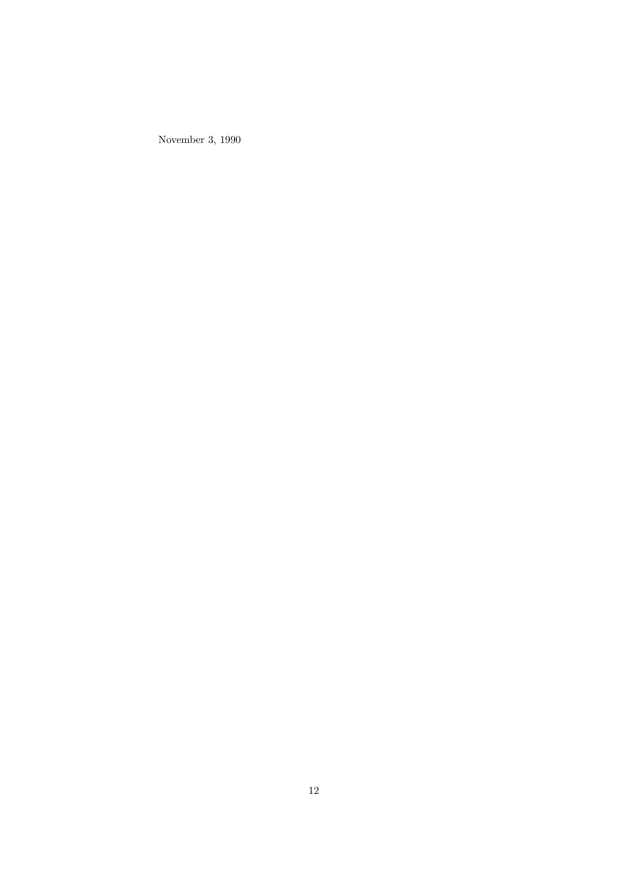November 3, 1990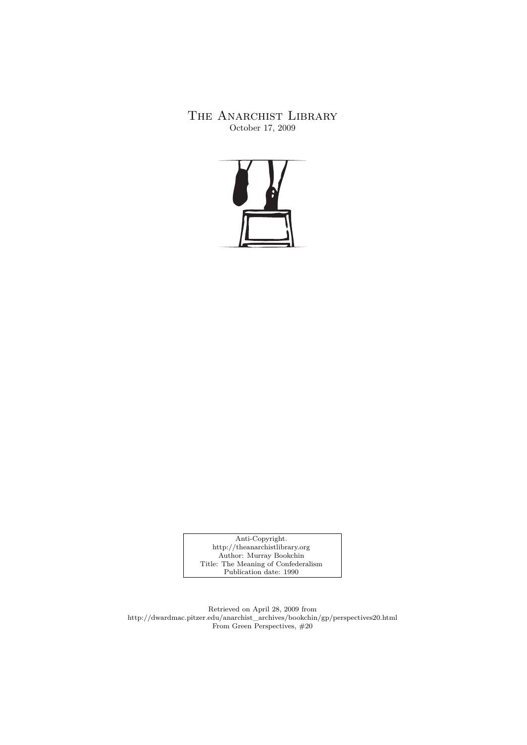The Anarchist Library
October 17, 2009

Anti-Copyright.
http://theanarchistlibrary.org
Author: Murray Bookchin
Title: The Meaning of Confederalism
Publication date: 1990

Retrieved on April 28, 2009 from
http://dwardmac.pitzer.edu/anarchist_archives/bookchin/gp/perspectives20.html
From Green Perspectives, #20